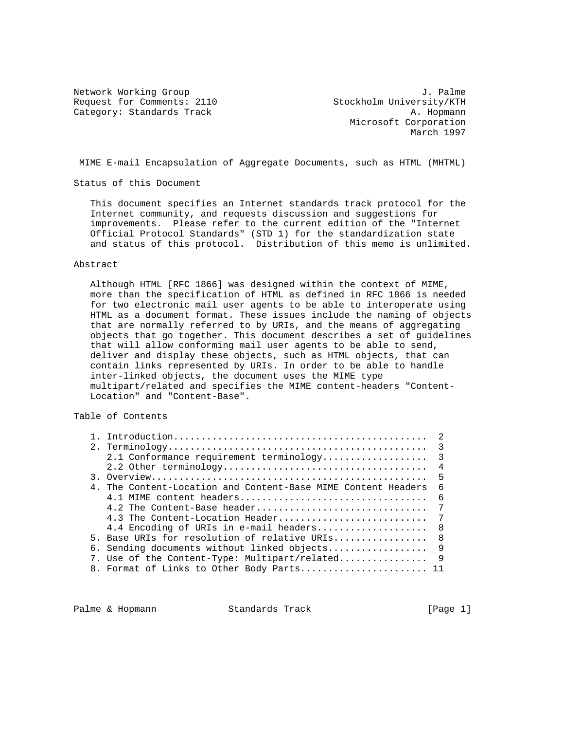Network Working Group J. Palme
Request for Comments: 2110 Stockholm University/KTH
Category: Standards Track A. Hopmann
Microsoft Corporation
March 1997

# MIME E-mail Encapsulation of Aggregate Documents, such as HTML (MHTML)

## Status of this Document

This document specifies an Internet standards track protocol for the Internet community, and requests discussion and suggestions for improvements. Please refer to the current edition of the "Internet Official Protocol Standards" (STD 1) for the standardization state and status of this protocol. Distribution of this memo is unlimited.

## Abstract

Although HTML [RFC 1866] was designed within the context of MIME, more than the specification of HTML as defined in RFC 1866 is needed for two electronic mail user agents to be able to interoperate using HTML as a document format. These issues include the naming of objects that are normally referred to by URIs, and the means of aggregating objects that go together. This document describes a set of guidelines that will allow conforming mail user agents to be able to send, deliver and display these objects, such as HTML objects, that can contain links represented by URIs. In order to be able to handle inter-linked objects, the document uses the MIME type multipart/related and specifies the MIME content-headers "Content-Location" and "Content-Base".

## Table of Contents

```
1. Introduction.............................................  2
2. Terminology..............................................  3
   2.1 Conformance requirement terminology..................  3
   2.2 Other terminology....................................  4
3. Overview.................................................  5
4. The Content-Location and Content-Base MIME Content Headers  6
   4.1 MIME content headers.................................  6
   4.2 The Content-Base header..............................  7
   4.3 The Content-Location Header..........................  7
   4.4 Encoding of URIs in e-mail headers...................  8
5. Base URIs for resolution of relative URIs................  8
6. Sending documents without linked objects.................  9
7. Use of the Content-Type: Multipart/related...............  9
8. Format of Links to Other Body Parts...................... 11
```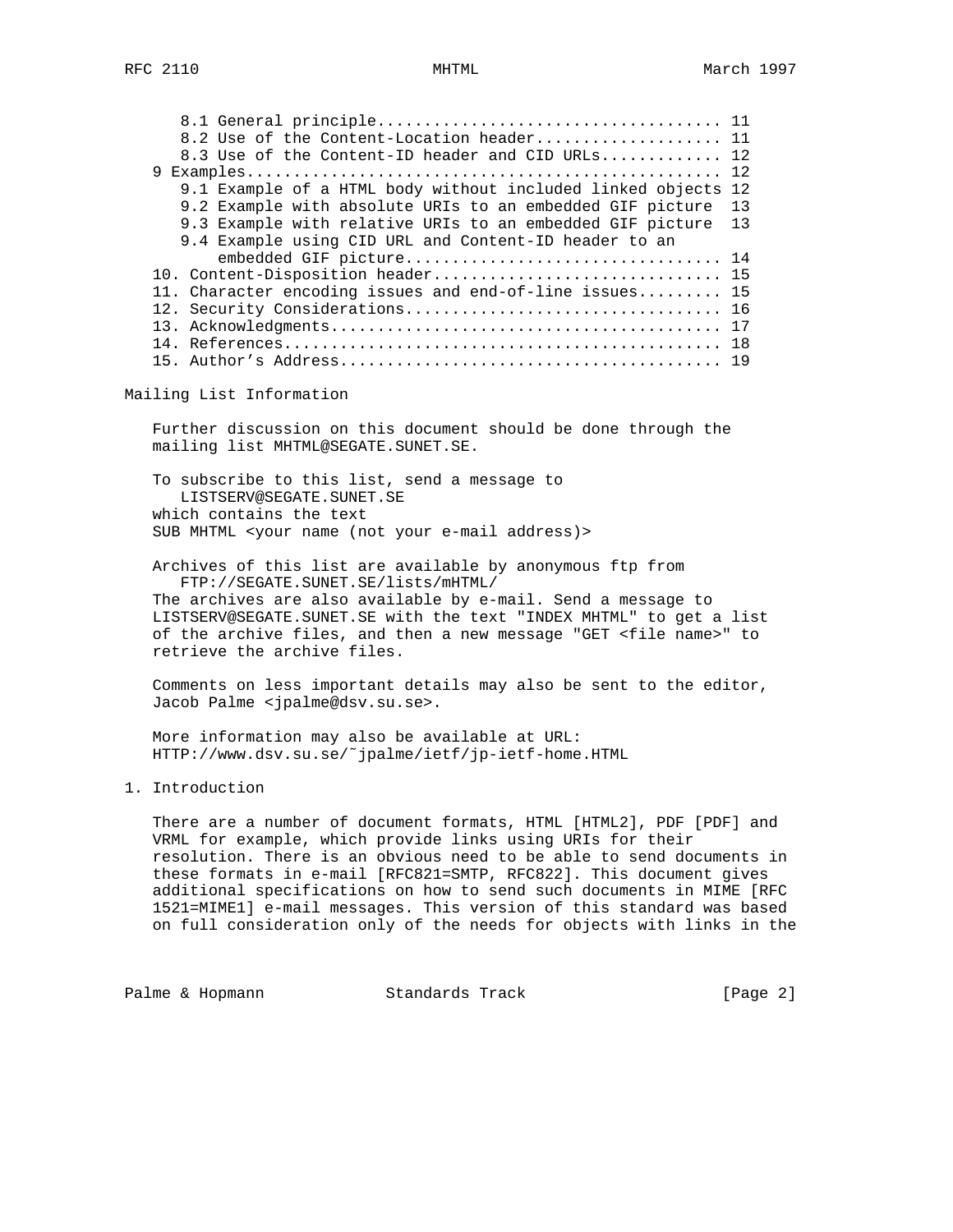8.1 General principle.................................... 11
8.2 Use of the Content-Location header.................... 11
8.3 Use of the Content-ID header and CID URLs............. 12
9 Examples.................................................. 12
9.1 Example of a HTML body without included linked objects 12
9.2 Example with absolute URIs to an embedded GIF picture 13
9.3 Example with relative URIs to an embedded GIF picture 13
9.4 Example using CID URL and Content-ID header to an embedded GIF picture................................. 14
10. Content-Disposition header.............................. 15
11. Character encoding issues and end-of-line issues......... 15
12. Security Considerations................................. 16
13. Acknowledgments......................................... 17
14. References.............................................. 18
15. Author's Address........................................ 19

## Mailing List Information

Further discussion on this document should be done through the mailing list MHTML@SEGATE.SUNET.SE.

To subscribe to this list, send a message to
LISTSERV@SEGATE.SUNET.SE
which contains the text
SUB MHTML <your name (not your e-mail address)>

Archives of this list are available by anonymous ftp from
FTP://SEGATE.SUNET.SE/lists/mHTML/
The archives are also available by e-mail. Send a message to LISTSERV@SEGATE.SUNET.SE with the text "INDEX MHTML" to get a list of the archive files, and then a new message "GET <file name>" to retrieve the archive files.

Comments on less important details may also be sent to the editor, Jacob Palme <jpalme@dsv.su.se>.

More information may also be available at URL:
HTTP://www.dsv.su.se/~jpalme/ietf/jp-ietf-home.HTML

## 1. Introduction

There are a number of document formats, HTML [HTML2], PDF [PDF] and VRML for example, which provide links using URIs for their resolution. There is an obvious need to be able to send documents in these formats in e-mail [RFC821=SMTP, RFC822]. This document gives additional specifications on how to send such documents in MIME [RFC 1521=MIME1] e-mail messages. This version of this standard was based on full consideration only of the needs for objects with links in the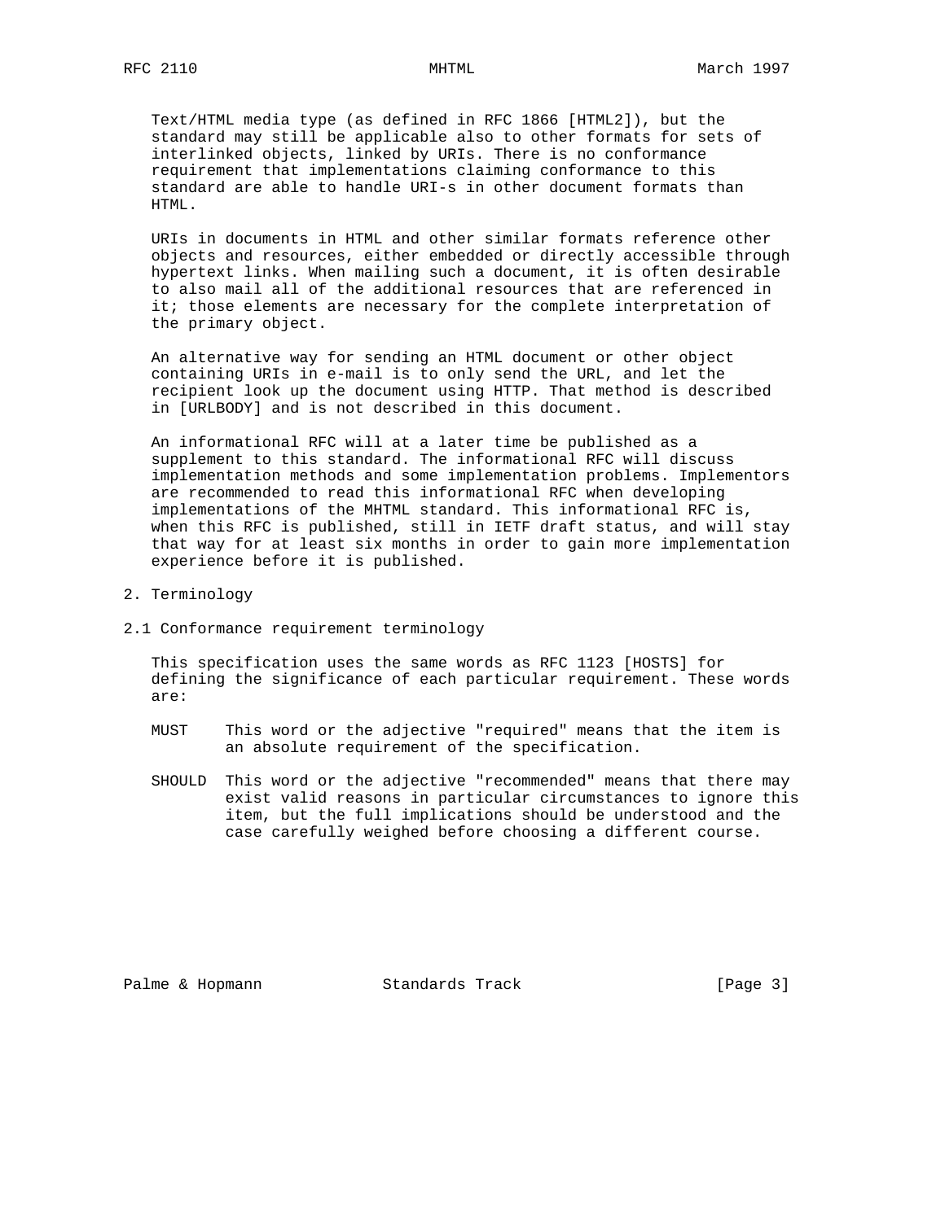Text/HTML media type (as defined in RFC 1866 [HTML2]), but the standard may still be applicable also to other formats for sets of interlinked objects, linked by URIs. There is no conformance requirement that implementations claiming conformance to this standard are able to handle URI-s in other document formats than HTML.

URIs in documents in HTML and other similar formats reference other objects and resources, either embedded or directly accessible through hypertext links. When mailing such a document, it is often desirable to also mail all of the additional resources that are referenced in it; those elements are necessary for the complete interpretation of the primary object.

An alternative way for sending an HTML document or other object containing URIs in e-mail is to only send the URL, and let the recipient look up the document using HTTP. That method is described in [URLBODY] and is not described in this document.

An informational RFC will at a later time be published as a supplement to this standard. The informational RFC will discuss implementation methods and some implementation problems. Implementors are recommended to read this informational RFC when developing implementations of the MHTML standard. This informational RFC is, when this RFC is published, still in IETF draft status, and will stay that way for at least six months in order to gain more implementation experience before it is published.

## 2. Terminology

### 2.1 Conformance requirement terminology

This specification uses the same words as RFC 1123 [HOSTS] for defining the significance of each particular requirement. These words are:

MUST This word or the adjective "required" means that the item is an absolute requirement of the specification.

SHOULD This word or the adjective "recommended" means that there may exist valid reasons in particular circumstances to ignore this item, but the full implications should be understood and the case carefully weighed before choosing a different course.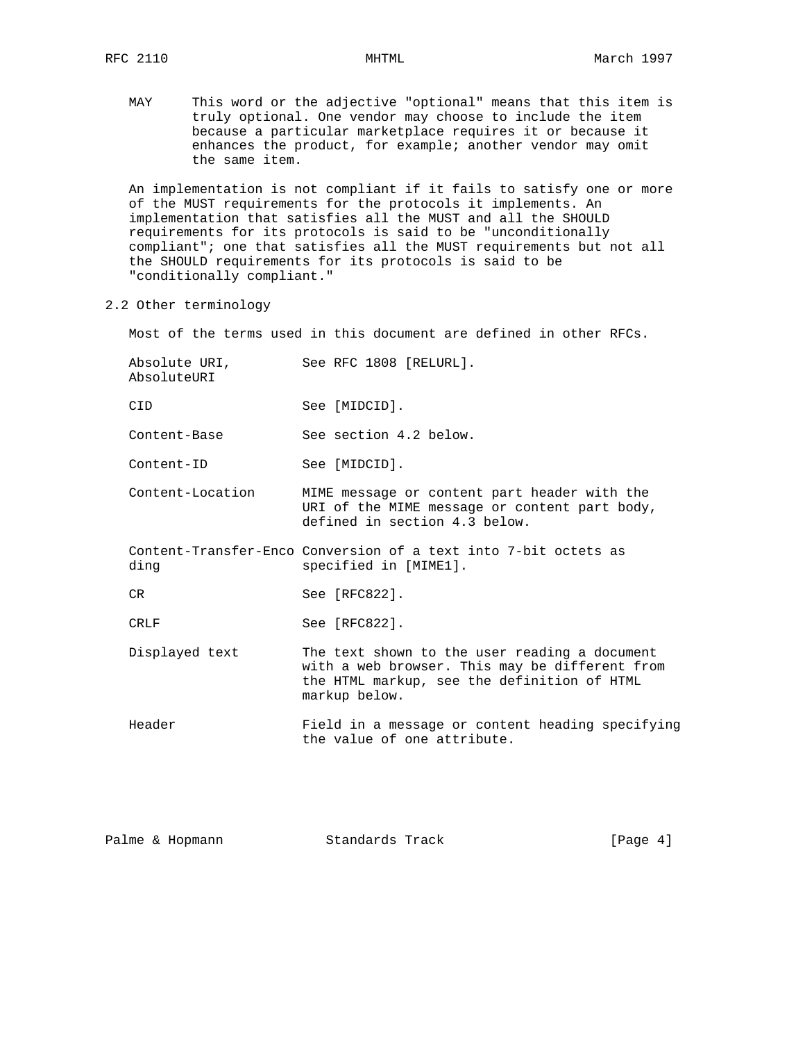MAY This word or the adjective "optional" means that this item is truly optional. One vendor may choose to include the item because a particular marketplace requires it or because it enhances the product, for example; another vendor may omit the same item.

An implementation is not compliant if it fails to satisfy one or more of the MUST requirements for the protocols it implements. An implementation that satisfies all the MUST and all the SHOULD requirements for its protocols is said to be "unconditionally compliant"; one that satisfies all the MUST requirements but not all the SHOULD requirements for its protocols is said to be "conditionally compliant."

## 2.2 Other terminology

Most of the terms used in this document are defined in other RFCs.

| Term | Definition |
|---|---|
| Absolute URI, AbsoluteURI | See RFC 1808 [RELURL]. |
| CID | See [MIDCID]. |
| Content-Base | See section 4.2 below. |
| Content-ID | See [MIDCID]. |
| Content-Location | MIME message or content part header with the URI of the MIME message or content part body, defined in section 4.3 below. |
| Content-Transfer-Encoding | Conversion of a text into 7-bit octets as specified in [MIME1]. |
| CR | See [RFC822]. |
| CRLF | See [RFC822]. |
| Displayed text | The text shown to the user reading a document with a web browser. This may be different from the HTML markup, see the definition of HTML markup below. |
| Header | Field in a message or content heading specifying the value of one attribute. |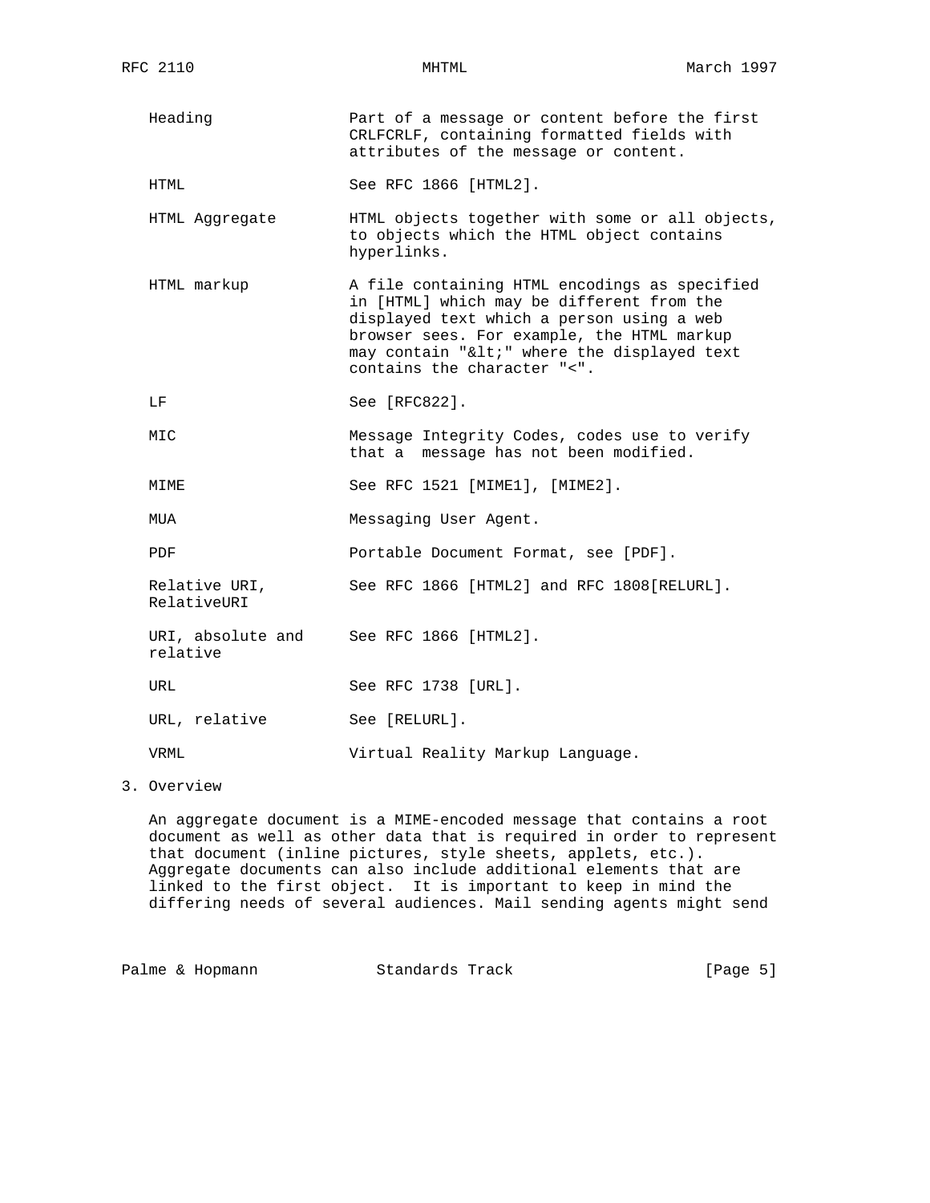| Term | Definition |
|---|---|
| Heading | Part of a message or content before the first CRLFCRLF, containing formatted fields with attributes of the message or content. |
| HTML | See RFC 1866 [HTML2]. |
| HTML Aggregate | HTML objects together with some or all objects, to objects which the HTML object contains hyperlinks. |
| HTML markup | A file containing HTML encodings as specified in [HTML] which may be different from the displayed text which a person using a web browser sees. For example, the HTML markup may contain "&lt;" where the displayed text contains the character "<". |
| LF | See [RFC822]. |
| MIC | Message Integrity Codes, codes use to verify that a message has not been modified. |
| MIME | See RFC 1521 [MIME1], [MIME2]. |
| MUA | Messaging User Agent. |
| PDF | Portable Document Format, see [PDF]. |
| Relative URI, RelativeURI | See RFC 1866 [HTML2] and RFC 1808[RELURL]. |
| URI, absolute and relative | See RFC 1866 [HTML2]. |
| URL | See RFC 1738 [URL]. |
| URL, relative | See [RELURL]. |
| VRML | Virtual Reality Markup Language. |

## 3. Overview

An aggregate document is a MIME-encoded message that contains a root document as well as other data that is required in order to represent that document (inline pictures, style sheets, applets, etc.). Aggregate documents can also include additional elements that are linked to the first object. It is important to keep in mind the differing needs of several audiences. Mail sending agents might send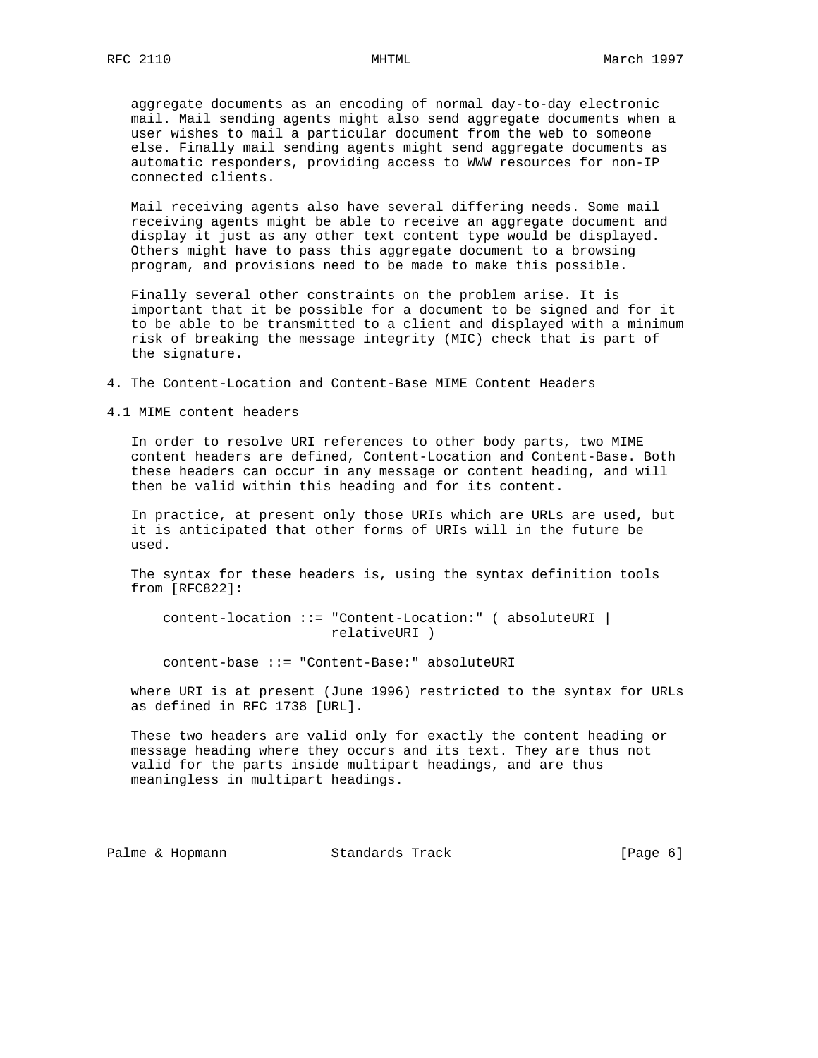aggregate documents as an encoding of normal day-to-day electronic mail. Mail sending agents might also send aggregate documents when a user wishes to mail a particular document from the web to someone else. Finally mail sending agents might send aggregate documents as automatic responders, providing access to WWW resources for non-IP connected clients.

Mail receiving agents also have several differing needs. Some mail receiving agents might be able to receive an aggregate document and display it just as any other text content type would be displayed. Others might have to pass this aggregate document to a browsing program, and provisions need to be made to make this possible.

Finally several other constraints on the problem arise. It is important that it be possible for a document to be signed and for it to be able to be transmitted to a client and displayed with a minimum risk of breaking the message integrity (MIC) check that is part of the signature.

## 4. The Content-Location and Content-Base MIME Content Headers

### 4.1 MIME content headers

In order to resolve URI references to other body parts, two MIME content headers are defined, Content-Location and Content-Base. Both these headers can occur in any message or content heading, and will then be valid within this heading and for its content.

In practice, at present only those URIs which are URLs are used, but it is anticipated that other forms of URIs will in the future be used.

The syntax for these headers is, using the syntax definition tools from [RFC822]:

```
content-location ::= "Content-Location:" ( absoluteURI |
                     relativeURI )

content-base ::= "Content-Base:" absoluteURI
```

where URI is at present (June 1996) restricted to the syntax for URLs as defined in RFC 1738 [URL].

These two headers are valid only for exactly the content heading or message heading where they occurs and its text. They are thus not valid for the parts inside multipart headings, and are thus meaningless in multipart headings.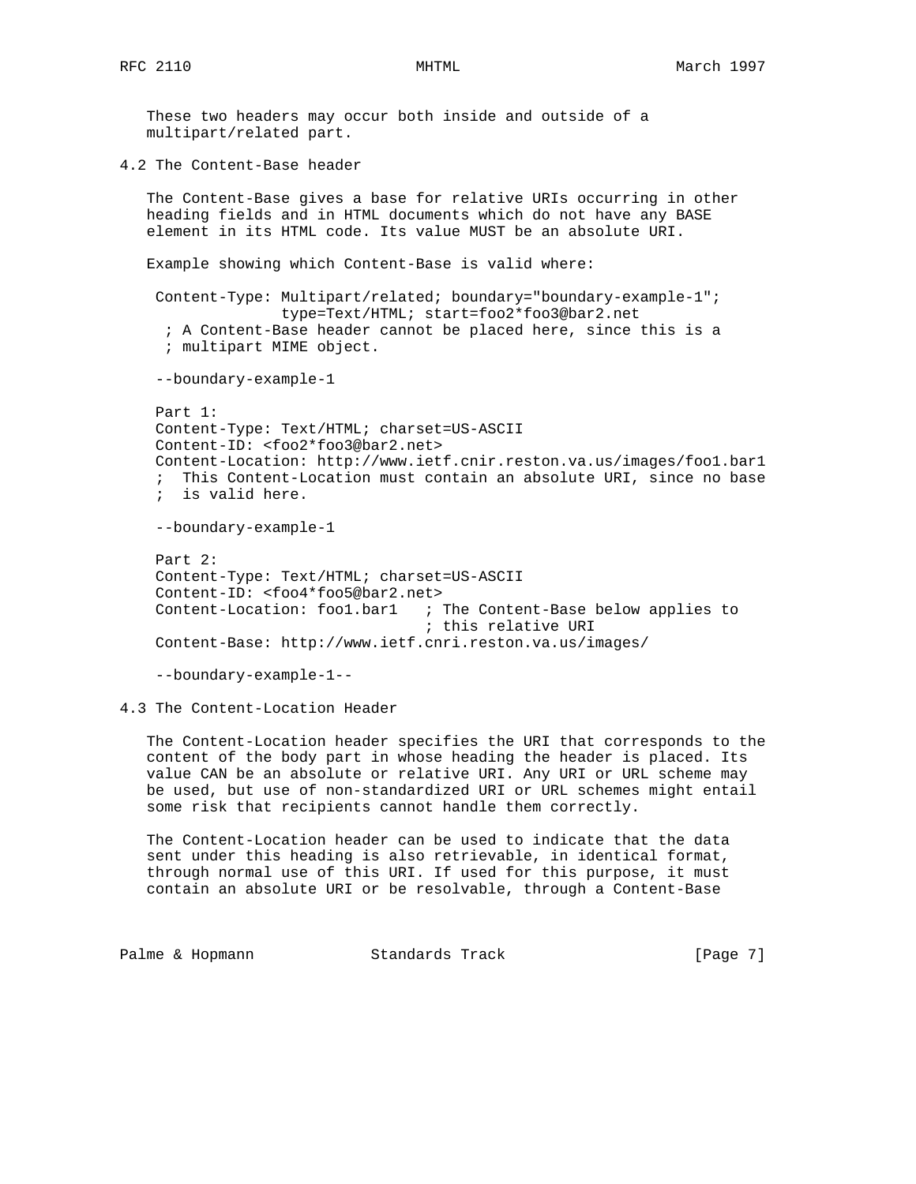These two headers may occur both inside and outside of a multipart/related part.

## 4.2 The Content-Base header

The Content-Base gives a base for relative URIs occurring in other heading fields and in HTML documents which do not have any BASE element in its HTML code. Its value MUST be an absolute URI.

Example showing which Content-Base is valid where:

```
 Content-Type: Multipart/related; boundary="boundary-example-1";
              type=Text/HTML; start=foo2*foo3@bar2.net
  ; A Content-Base header cannot be placed here, since this is a
  ; multipart MIME object.

 --boundary-example-1

 Part 1:
 Content-Type: Text/HTML; charset=US-ASCII
 Content-ID: <foo2*foo3@bar2.net>
 Content-Location: http://www.ietf.cnir.reston.va.us/images/foo1.bar1
 ;  This Content-Location must contain an absolute URI, since no base
 ;  is valid here.

 --boundary-example-1

 Part 2:
 Content-Type: Text/HTML; charset=US-ASCII
 Content-ID: <foo4*foo5@bar2.net>
 Content-Location: foo1.bar1   ; The Content-Base below applies to
                               ; this relative URI
 Content-Base: http://www.ietf.cnri.reston.va.us/images/

 --boundary-example-1--
```

## 4.3 The Content-Location Header

The Content-Location header specifies the URI that corresponds to the content of the body part in whose heading the header is placed. Its value CAN be an absolute or relative URI. Any URI or URL scheme may be used, but use of non-standardized URI or URL schemes might entail some risk that recipients cannot handle them correctly.

The Content-Location header can be used to indicate that the data sent under this heading is also retrievable, in identical format, through normal use of this URI. If used for this purpose, it must contain an absolute URI or be resolvable, through a Content-Base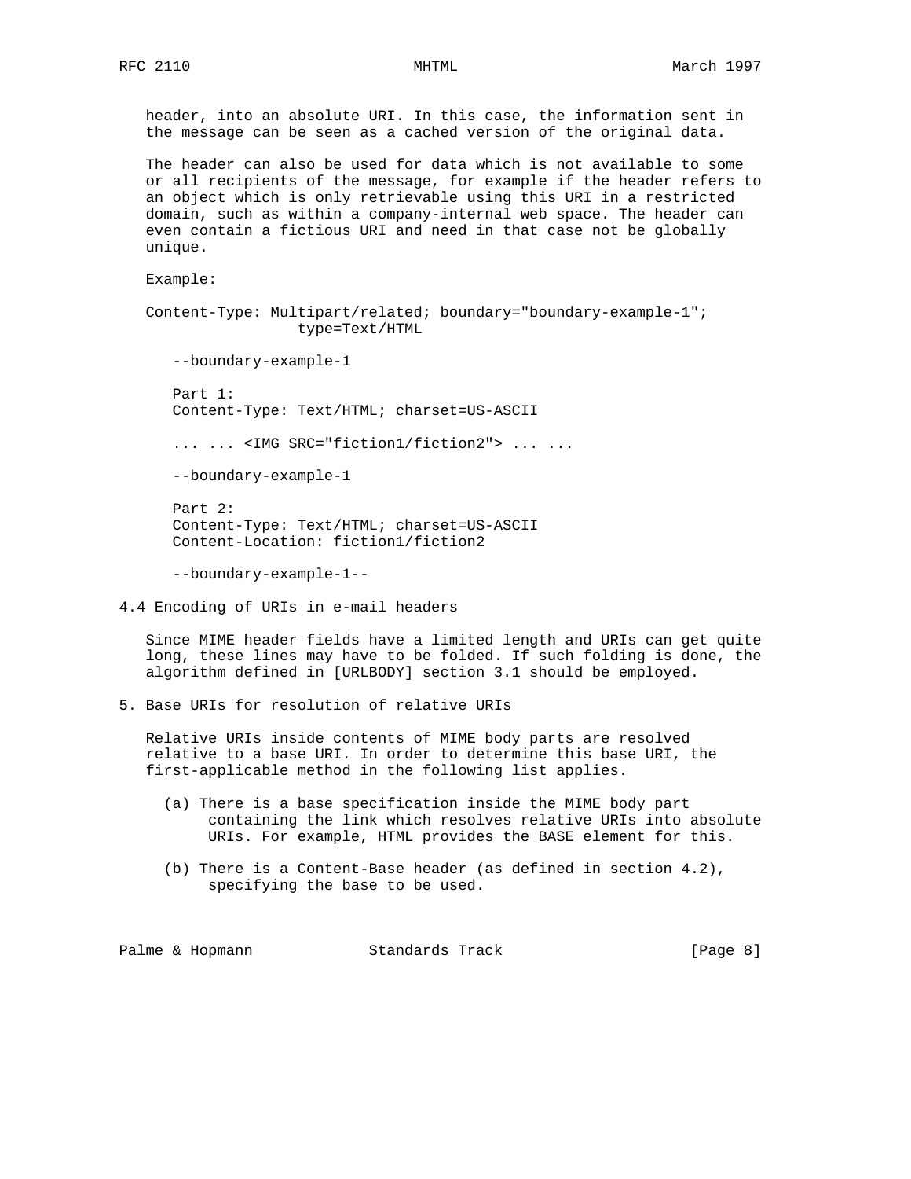header, into an absolute URI. In this case, the information sent in the message can be seen as a cached version of the original data.

The header can also be used for data which is not available to some or all recipients of the message, for example if the header refers to an object which is only retrievable using this URI in a restricted domain, such as within a company-internal web space. The header can even contain a fictious URI and need in that case not be globally unique.

Example:

```
Content-Type: Multipart/related; boundary="boundary-example-1";
                 type=Text/HTML

   --boundary-example-1

   Part 1:
   Content-Type: Text/HTML; charset=US-ASCII

   ... ... <IMG SRC="fiction1/fiction2"> ... ...

   --boundary-example-1

   Part 2:
   Content-Type: Text/HTML; charset=US-ASCII
   Content-Location: fiction1/fiction2

   --boundary-example-1--
```

## 4.4 Encoding of URIs in e-mail headers

Since MIME header fields have a limited length and URIs can get quite long, these lines may have to be folded. If such folding is done, the algorithm defined in [URLBODY] section 3.1 should be employed.

# 5. Base URIs for resolution of relative URIs

Relative URIs inside contents of MIME body parts are resolved relative to a base URI. In order to determine this base URI, the first-applicable method in the following list applies.

(a) There is a base specification inside the MIME body part containing the link which resolves relative URIs into absolute URIs. For example, HTML provides the BASE element for this.

(b) There is a Content-Base header (as defined in section 4.2), specifying the base to be used.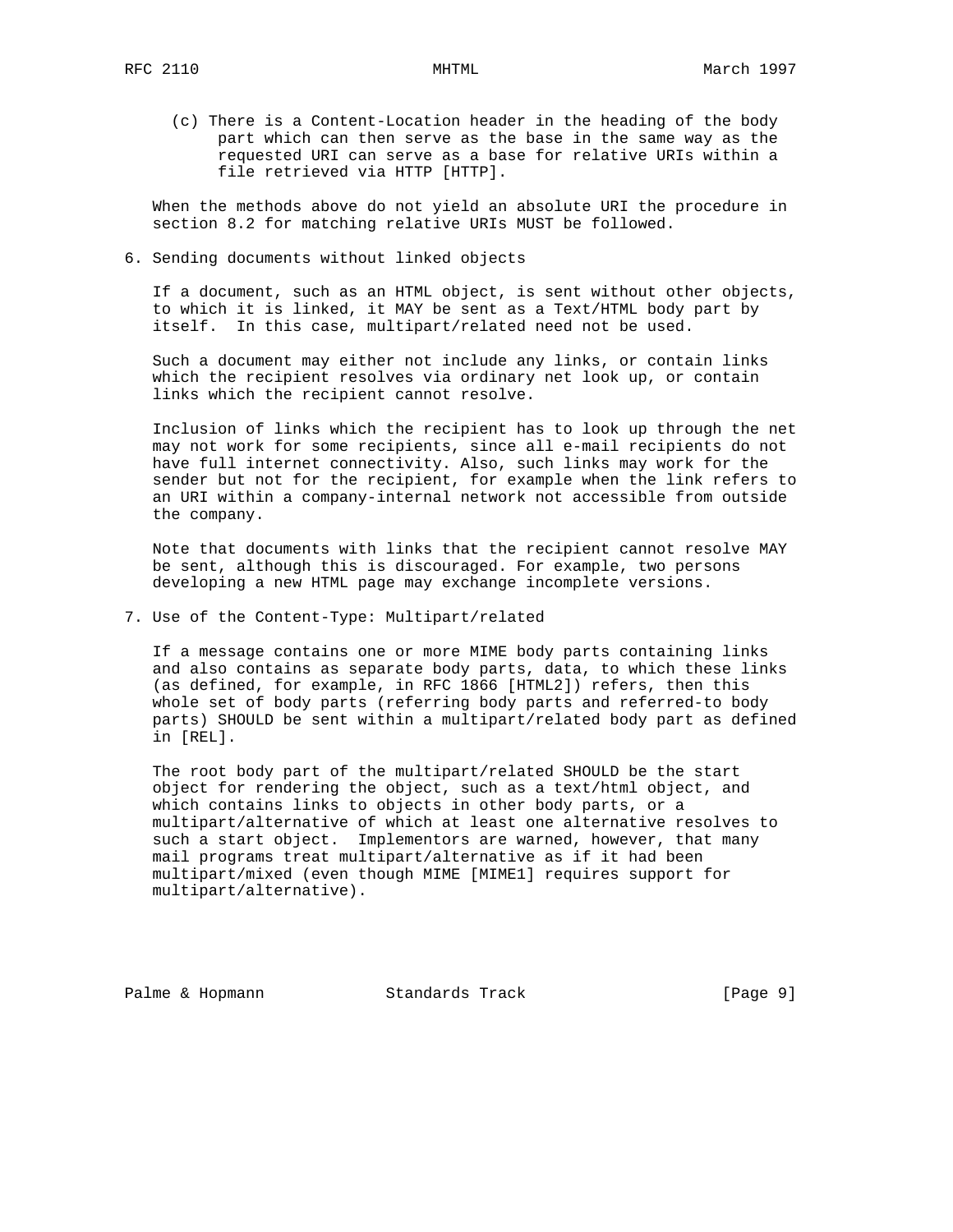(c) There is a Content-Location header in the heading of the body part which can then serve as the base in the same way as the requested URI can serve as a base for relative URIs within a file retrieved via HTTP [HTTP].

When the methods above do not yield an absolute URI the procedure in section 8.2 for matching relative URIs MUST be followed.

## 6. Sending documents without linked objects

If a document, such as an HTML object, is sent without other objects, to which it is linked, it MAY be sent as a Text/HTML body part by itself. In this case, multipart/related need not be used.

Such a document may either not include any links, or contain links which the recipient resolves via ordinary net look up, or contain links which the recipient cannot resolve.

Inclusion of links which the recipient has to look up through the net may not work for some recipients, since all e-mail recipients do not have full internet connectivity. Also, such links may work for the sender but not for the recipient, for example when the link refers to an URI within a company-internal network not accessible from outside the company.

Note that documents with links that the recipient cannot resolve MAY be sent, although this is discouraged. For example, two persons developing a new HTML page may exchange incomplete versions.

## 7. Use of the Content-Type: Multipart/related

If a message contains one or more MIME body parts containing links and also contains as separate body parts, data, to which these links (as defined, for example, in RFC 1866 [HTML2]) refers, then this whole set of body parts (referring body parts and referred-to body parts) SHOULD be sent within a multipart/related body part as defined in [REL].

The root body part of the multipart/related SHOULD be the start object for rendering the object, such as a text/html object, and which contains links to objects in other body parts, or a multipart/alternative of which at least one alternative resolves to such a start object. Implementors are warned, however, that many mail programs treat multipart/alternative as if it had been multipart/mixed (even though MIME [MIME1] requires support for multipart/alternative).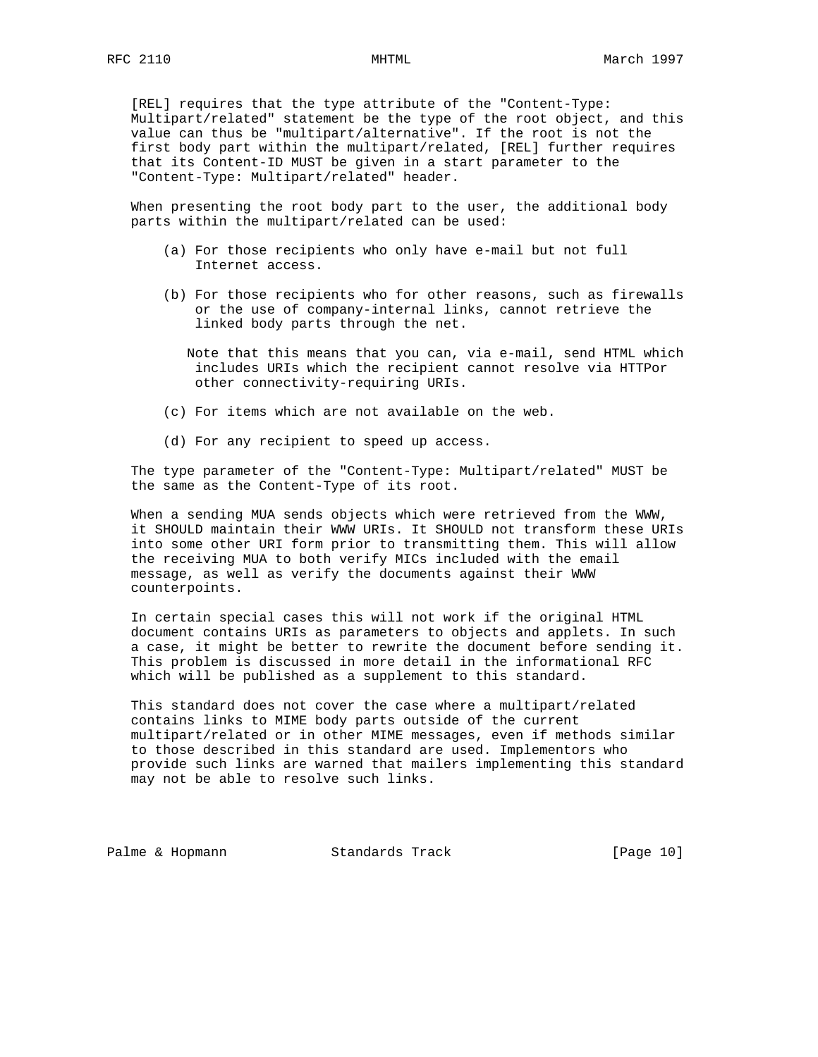[REL] requires that the type attribute of the "Content-Type: Multipart/related" statement be the type of the root object, and this value can thus be "multipart/alternative". If the root is not the first body part within the multipart/related, [REL] further requires that its Content-ID MUST be given in a start parameter to the "Content-Type: Multipart/related" header.

When presenting the root body part to the user, the additional body parts within the multipart/related can be used:

(a) For those recipients who only have e-mail but not full Internet access.

(b) For those recipients who for other reasons, such as firewalls or the use of company-internal links, cannot retrieve the linked body parts through the net.

Note that this means that you can, via e-mail, send HTML which includes URIs which the recipient cannot resolve via HTTPor other connectivity-requiring URIs.

(c) For items which are not available on the web.

(d) For any recipient to speed up access.

The type parameter of the "Content-Type: Multipart/related" MUST be the same as the Content-Type of its root.

When a sending MUA sends objects which were retrieved from the WWW, it SHOULD maintain their WWW URIs. It SHOULD not transform these URIs into some other URI form prior to transmitting them. This will allow the receiving MUA to both verify MICs included with the email message, as well as verify the documents against their WWW counterpoints.

In certain special cases this will not work if the original HTML document contains URIs as parameters to objects and applets. In such a case, it might be better to rewrite the document before sending it. This problem is discussed in more detail in the informational RFC which will be published as a supplement to this standard.

This standard does not cover the case where a multipart/related contains links to MIME body parts outside of the current multipart/related or in other MIME messages, even if methods similar to those described in this standard are used. Implementors who provide such links are warned that mailers implementing this standard may not be able to resolve such links.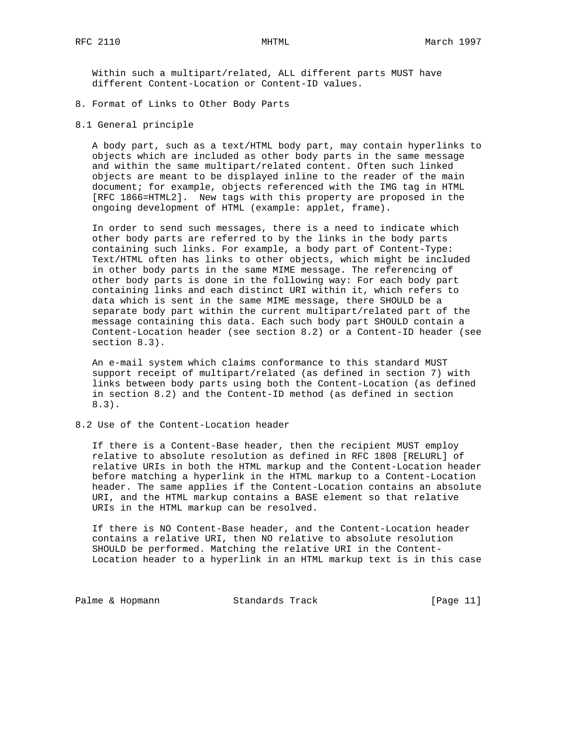Within such a multipart/related, ALL different parts MUST have different Content-Location or Content-ID values.

## 8. Format of Links to Other Body Parts

### 8.1 General principle

A body part, such as a text/HTML body part, may contain hyperlinks to objects which are included as other body parts in the same message and within the same multipart/related content. Often such linked objects are meant to be displayed inline to the reader of the main document; for example, objects referenced with the IMG tag in HTML [RFC 1866=HTML2]. New tags with this property are proposed in the ongoing development of HTML (example: applet, frame).

In order to send such messages, there is a need to indicate which other body parts are referred to by the links in the body parts containing such links. For example, a body part of Content-Type: Text/HTML often has links to other objects, which might be included in other body parts in the same MIME message. The referencing of other body parts is done in the following way: For each body part containing links and each distinct URI within it, which refers to data which is sent in the same MIME message, there SHOULD be a separate body part within the current multipart/related part of the message containing this data. Each such body part SHOULD contain a Content-Location header (see section 8.2) or a Content-ID header (see section 8.3).

An e-mail system which claims conformance to this standard MUST support receipt of multipart/related (as defined in section 7) with links between body parts using both the Content-Location (as defined in section 8.2) and the Content-ID method (as defined in section 8.3).

### 8.2 Use of the Content-Location header

If there is a Content-Base header, then the recipient MUST employ relative to absolute resolution as defined in RFC 1808 [RELURL] of relative URIs in both the HTML markup and the Content-Location header before matching a hyperlink in the HTML markup to a Content-Location header. The same applies if the Content-Location contains an absolute URI, and the HTML markup contains a BASE element so that relative URIs in the HTML markup can be resolved.

If there is NO Content-Base header, and the Content-Location header contains a relative URI, then NO relative to absolute resolution SHOULD be performed. Matching the relative URI in the Content-Location header to a hyperlink in an HTML markup text is in this case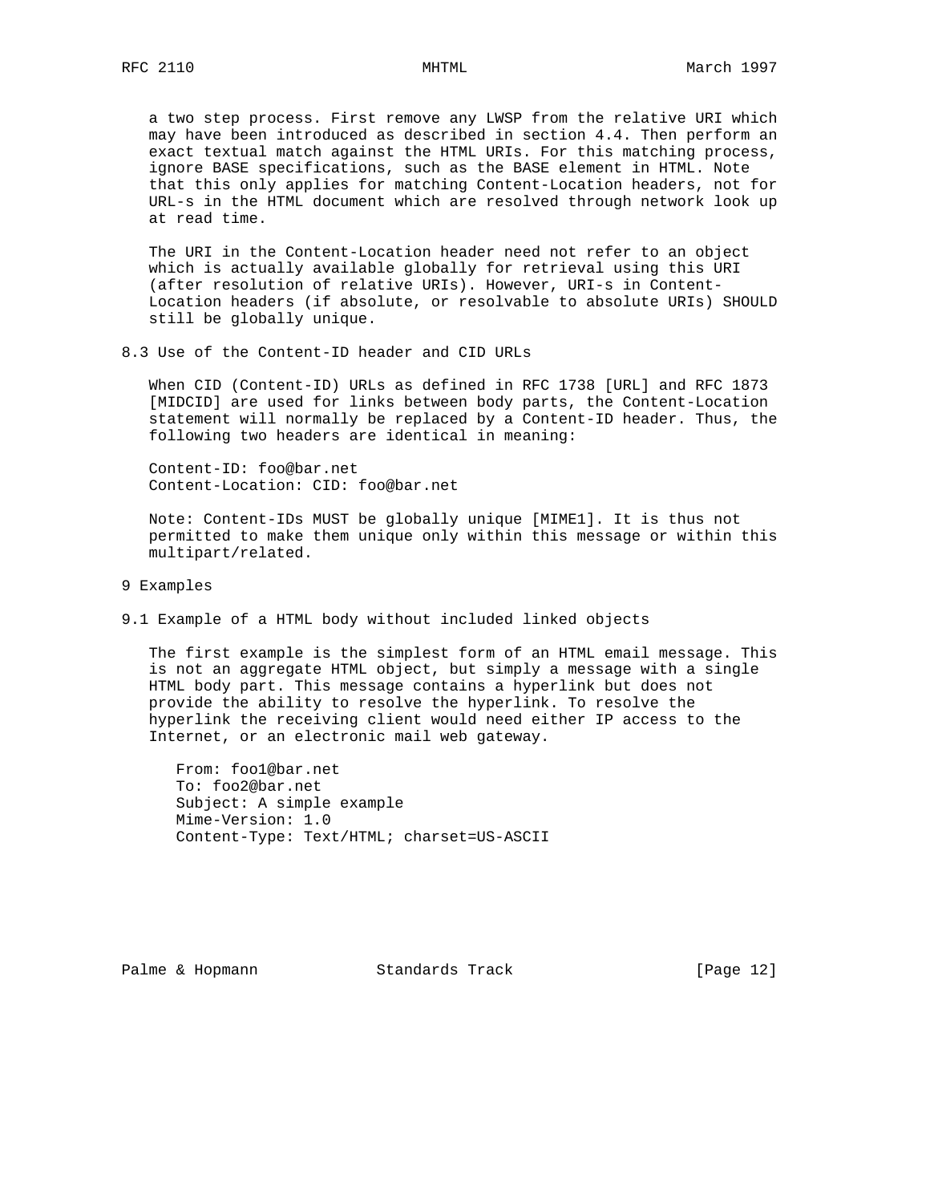a two step process. First remove any LWSP from the relative URI which may have been introduced as described in section 4.4. Then perform an exact textual match against the HTML URIs. For this matching process, ignore BASE specifications, such as the BASE element in HTML. Note that this only applies for matching Content-Location headers, not for URL-s in the HTML document which are resolved through network look up at read time.

The URI in the Content-Location header need not refer to an object which is actually available globally for retrieval using this URI (after resolution of relative URIs). However, URI-s in Content-Location headers (if absolute, or resolvable to absolute URIs) SHOULD still be globally unique.

## 8.3 Use of the Content-ID header and CID URLs

When CID (Content-ID) URLs as defined in RFC 1738 [URL] and RFC 1873 [MIDCID] are used for links between body parts, the Content-Location statement will normally be replaced by a Content-ID header. Thus, the following two headers are identical in meaning:

```
Content-ID: foo@bar.net
Content-Location: CID: foo@bar.net
```

Note: Content-IDs MUST be globally unique [MIME1]. It is thus not permitted to make them unique only within this message or within this multipart/related.

# 9 Examples

## 9.1 Example of a HTML body without included linked objects

The first example is the simplest form of an HTML email message. This is not an aggregate HTML object, but simply a message with a single HTML body part. This message contains a hyperlink but does not provide the ability to resolve the hyperlink. To resolve the hyperlink the receiving client would need either IP access to the Internet, or an electronic mail web gateway.

```
From: foo1@bar.net
To: foo2@bar.net
Subject: A simple example
Mime-Version: 1.0
Content-Type: Text/HTML; charset=US-ASCII
```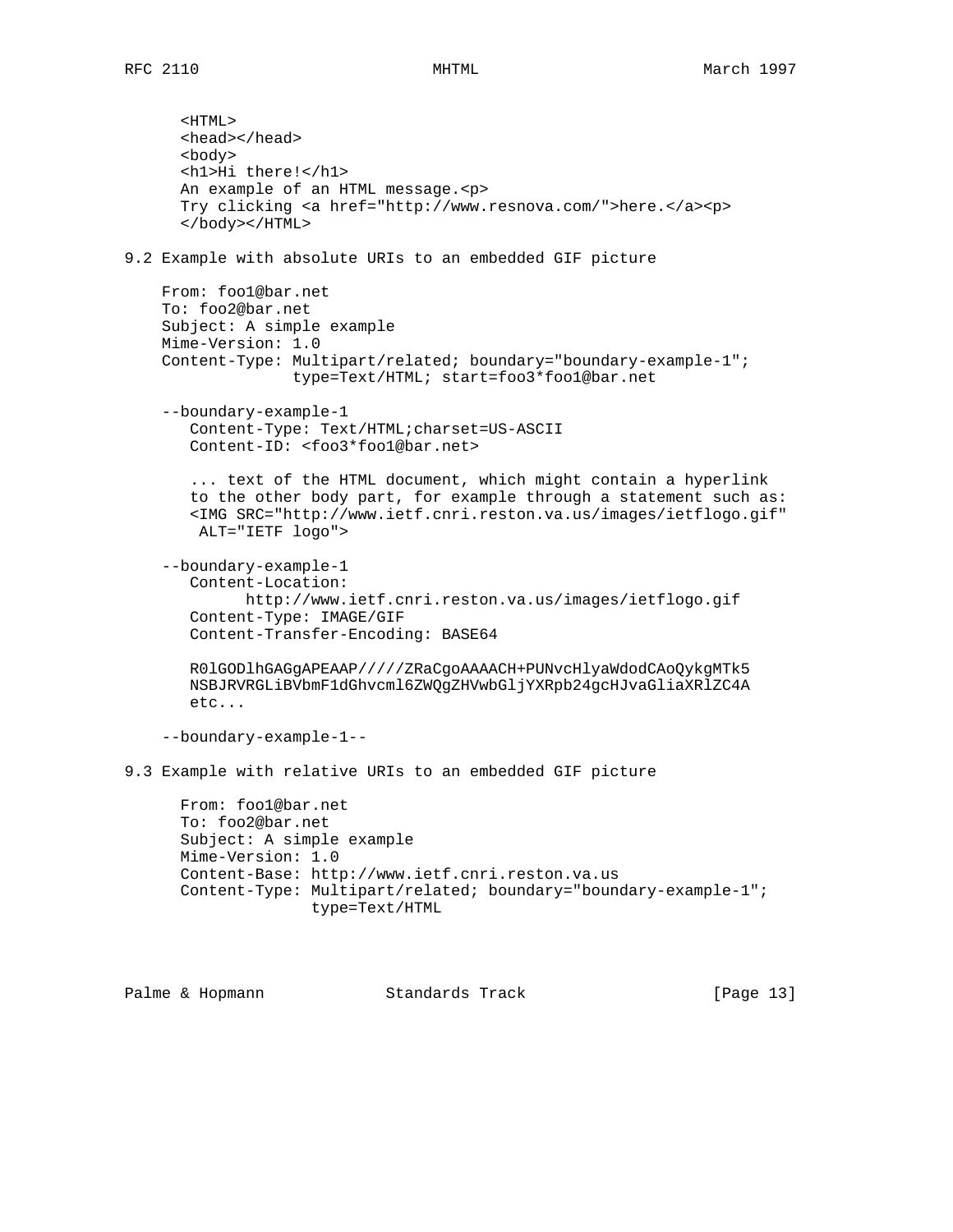```
<HTML>
<head></head>
<body>
<h1>Hi there!</h1>
An example of an HTML message.<p>
Try clicking <a href="http://www.resnova.com/">here.</a><p>
</body></HTML>
```

## 9.2 Example with absolute URIs to an embedded GIF picture

```
From: foo1@bar.net
To: foo2@bar.net
Subject: A simple example
Mime-Version: 1.0
Content-Type: Multipart/related; boundary="boundary-example-1";
              type=Text/HTML; start=foo3*foo1@bar.net

--boundary-example-1
   Content-Type: Text/HTML;charset=US-ASCII
   Content-ID: <foo3*foo1@bar.net>

   ... text of the HTML document, which might contain a hyperlink
   to the other body part, for example through a statement such as:
   <IMG SRC="http://www.ietf.cnri.reston.va.us/images/ietflogo.gif"
    ALT="IETF logo">

--boundary-example-1
   Content-Location:
         http://www.ietf.cnri.reston.va.us/images/ietflogo.gif
   Content-Type: IMAGE/GIF
   Content-Transfer-Encoding: BASE64

   R0lGODlhGAGgAPEAAP/////ZRaCgoAAAACH+PUNvcHlyaWdodCAoQykgMTk5
   NSBJRVRGLiBVbmF1dGhvcml6ZWQgZHVwbGljYXRpb24gcHJvaGliaXRlZC4A
   etc...

--boundary-example-1--
```

## 9.3 Example with relative URIs to an embedded GIF picture

```
From: foo1@bar.net
To: foo2@bar.net
Subject: A simple example
Mime-Version: 1.0
Content-Base: http://www.ietf.cnri.reston.va.us
Content-Type: Multipart/related; boundary="boundary-example-1";
              type=Text/HTML
```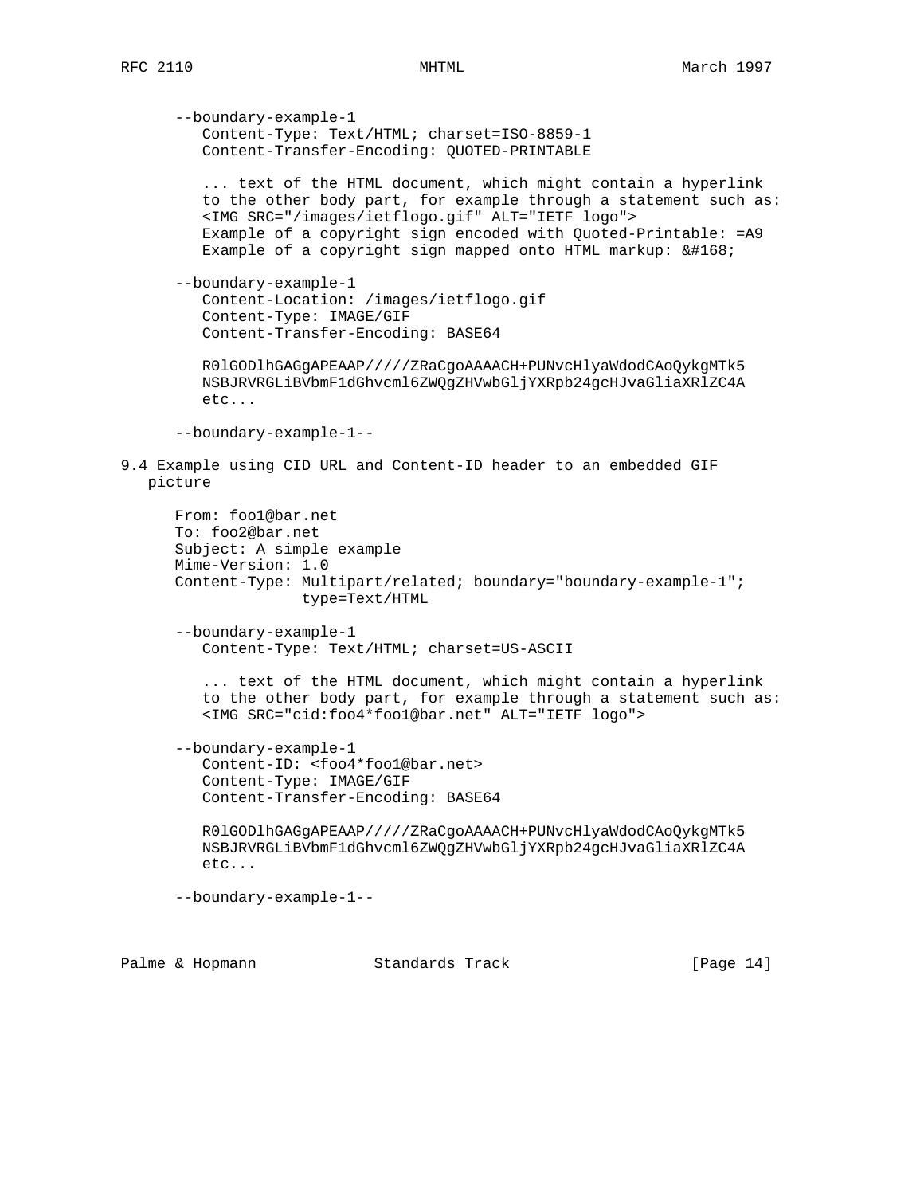```
   --boundary-example-1
      Content-Type: Text/HTML; charset=ISO-8859-1
      Content-Transfer-Encoding: QUOTED-PRINTABLE

      ... text of the HTML document, which might contain a hyperlink
      to the other body part, for example through a statement such as:
      <IMG SRC="/images/ietflogo.gif" ALT="IETF logo">
      Example of a copyright sign encoded with Quoted-Printable: =A9
      Example of a copyright sign mapped onto HTML markup: &#168;

   --boundary-example-1
      Content-Location: /images/ietflogo.gif
      Content-Type: IMAGE/GIF
      Content-Transfer-Encoding: BASE64

      R0lGODlhGAGgAPEAAP/////ZRaCgoAAAACH+PUNvcHlyaWdodCAoQykgMTk5
      NSBJRVRGLiBVbmF1dGhvcml6ZWQgZHVwbGljYXRpb24gcHJvaGliaXRlZC4A
      etc...

   --boundary-example-1--
```

## 9.4 Example using CID URL and Content-ID header to an embedded GIF picture

```
   From: foo1@bar.net
   To: foo2@bar.net
   Subject: A simple example
   Mime-Version: 1.0
   Content-Type: Multipart/related; boundary="boundary-example-1";
                 type=Text/HTML

   --boundary-example-1
      Content-Type: Text/HTML; charset=US-ASCII

      ... text of the HTML document, which might contain a hyperlink
      to the other body part, for example through a statement such as:
      <IMG SRC="cid:foo4*foo1@bar.net" ALT="IETF logo">

   --boundary-example-1
      Content-ID: <foo4*foo1@bar.net>
      Content-Type: IMAGE/GIF
      Content-Transfer-Encoding: BASE64

      R0lGODlhGAGgAPEAAP/////ZRaCgoAAAACH+PUNvcHlyaWdodCAoQykgMTk5
      NSBJRVRGLiBVbmF1dGhvcml6ZWQgZHVwbGljYXRpb24gcHJvaGliaXRlZC4A
      etc...

   --boundary-example-1--
```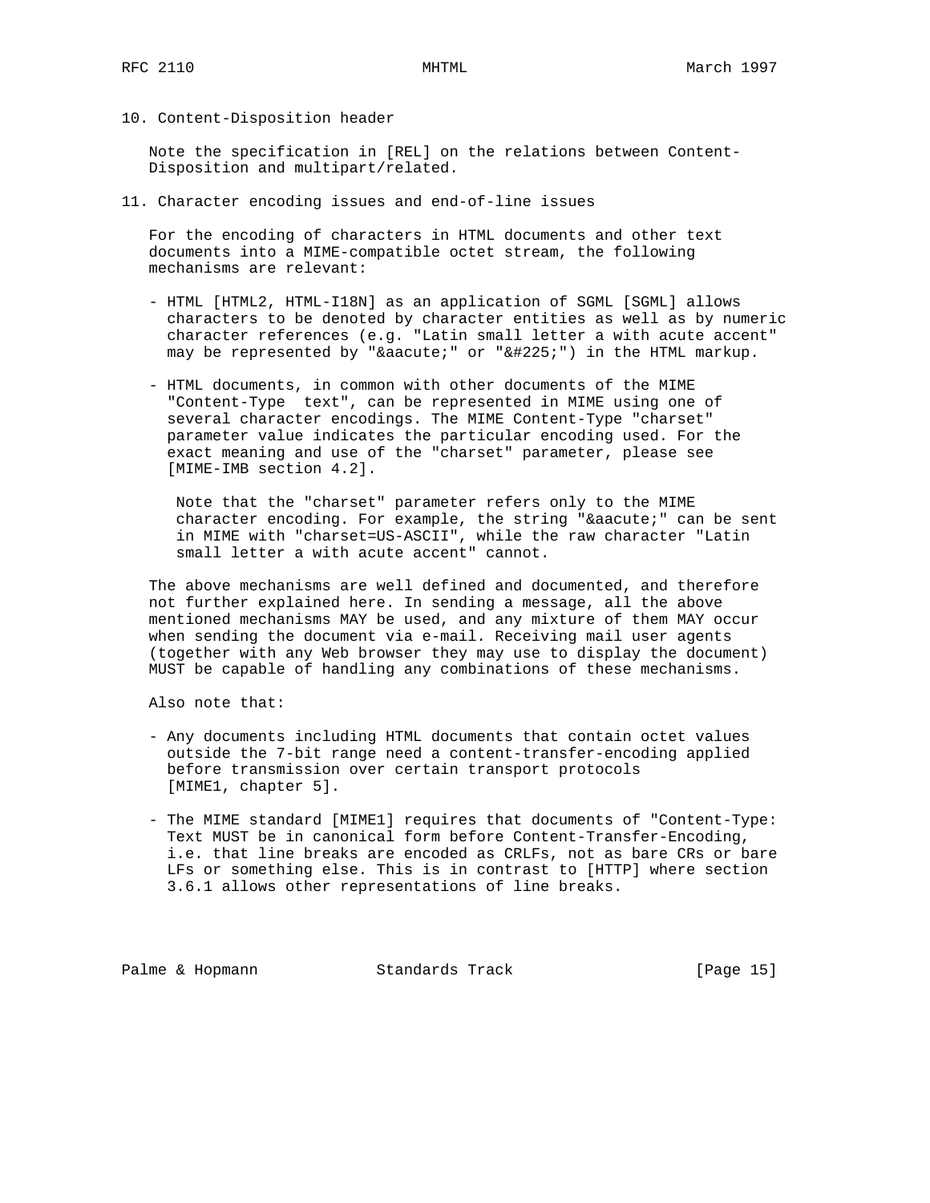## 10. Content-Disposition header

Note the specification in [REL] on the relations between Content-Disposition and multipart/related.

## 11. Character encoding issues and end-of-line issues

For the encoding of characters in HTML documents and other text documents into a MIME-compatible octet stream, the following mechanisms are relevant:

- HTML [HTML2, HTML-I18N] as an application of SGML [SGML] allows characters to be denoted by character entities as well as by numeric character references (e.g. "Latin small letter a with acute accent" may be represented by "&aacute;" or "&#225;") in the HTML markup.

- HTML documents, in common with other documents of the MIME "Content-Type  text", can be represented in MIME using one of several character encodings. The MIME Content-Type "charset" parameter value indicates the particular encoding used. For the exact meaning and use of the "charset" parameter, please see [MIME-IMB section 4.2].

  Note that the "charset" parameter refers only to the MIME character encoding. For example, the string "&aacute;" can be sent in MIME with "charset=US-ASCII", while the raw character "Latin small letter a with acute accent" cannot.

The above mechanisms are well defined and documented, and therefore not further explained here. In sending a message, all the above mentioned mechanisms MAY be used, and any mixture of them MAY occur when sending the document via e-mail. Receiving mail user agents (together with any Web browser they may use to display the document) MUST be capable of handling any combinations of these mechanisms.

Also note that:

- Any documents including HTML documents that contain octet values outside the 7-bit range need a content-transfer-encoding applied before transmission over certain transport protocols [MIME1, chapter 5].

- The MIME standard [MIME1] requires that documents of "Content-Type: Text MUST be in canonical form before Content-Transfer-Encoding, i.e. that line breaks are encoded as CRLFs, not as bare CRs or bare LFs or something else. This is in contrast to [HTTP] where section 3.6.1 allows other representations of line breaks.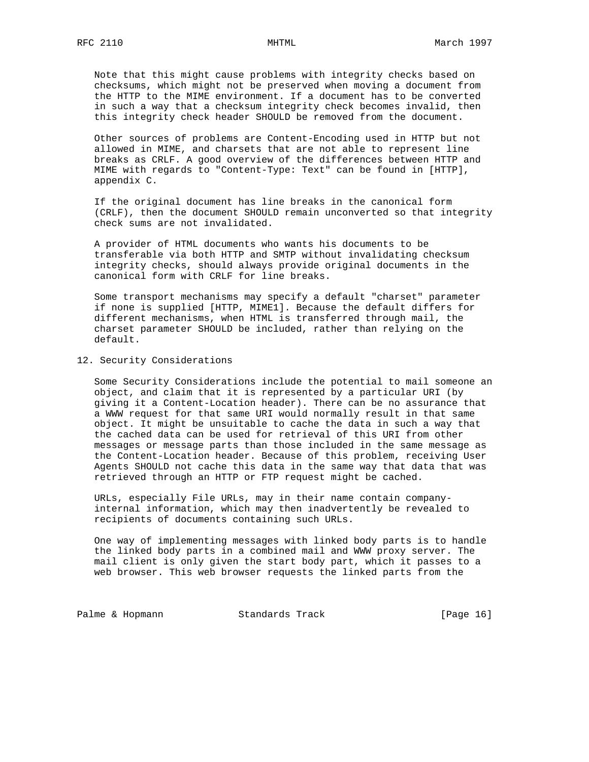Note that this might cause problems with integrity checks based on checksums, which might not be preserved when moving a document from the HTTP to the MIME environment. If a document has to be converted in such a way that a checksum integrity check becomes invalid, then this integrity check header SHOULD be removed from the document.

Other sources of problems are Content-Encoding used in HTTP but not allowed in MIME, and charsets that are not able to represent line breaks as CRLF. A good overview of the differences between HTTP and MIME with regards to "Content-Type: Text" can be found in [HTTP], appendix C.

If the original document has line breaks in the canonical form (CRLF), then the document SHOULD remain unconverted so that integrity check sums are not invalidated.

A provider of HTML documents who wants his documents to be transferable via both HTTP and SMTP without invalidating checksum integrity checks, should always provide original documents in the canonical form with CRLF for line breaks.

Some transport mechanisms may specify a default "charset" parameter if none is supplied [HTTP, MIME1]. Because the default differs for different mechanisms, when HTML is transferred through mail, the charset parameter SHOULD be included, rather than relying on the default.

## 12. Security Considerations

Some Security Considerations include the potential to mail someone an object, and claim that it is represented by a particular URI (by giving it a Content-Location header). There can be no assurance that a WWW request for that same URI would normally result in that same object. It might be unsuitable to cache the data in such a way that the cached data can be used for retrieval of this URI from other messages or message parts than those included in the same message as the Content-Location header. Because of this problem, receiving User Agents SHOULD not cache this data in the same way that data that was retrieved through an HTTP or FTP request might be cached.

URLs, especially File URLs, may in their name contain company-internal information, which may then inadvertently be revealed to recipients of documents containing such URLs.

One way of implementing messages with linked body parts is to handle the linked body parts in a combined mail and WWW proxy server. The mail client is only given the start body part, which it passes to a web browser. This web browser requests the linked parts from the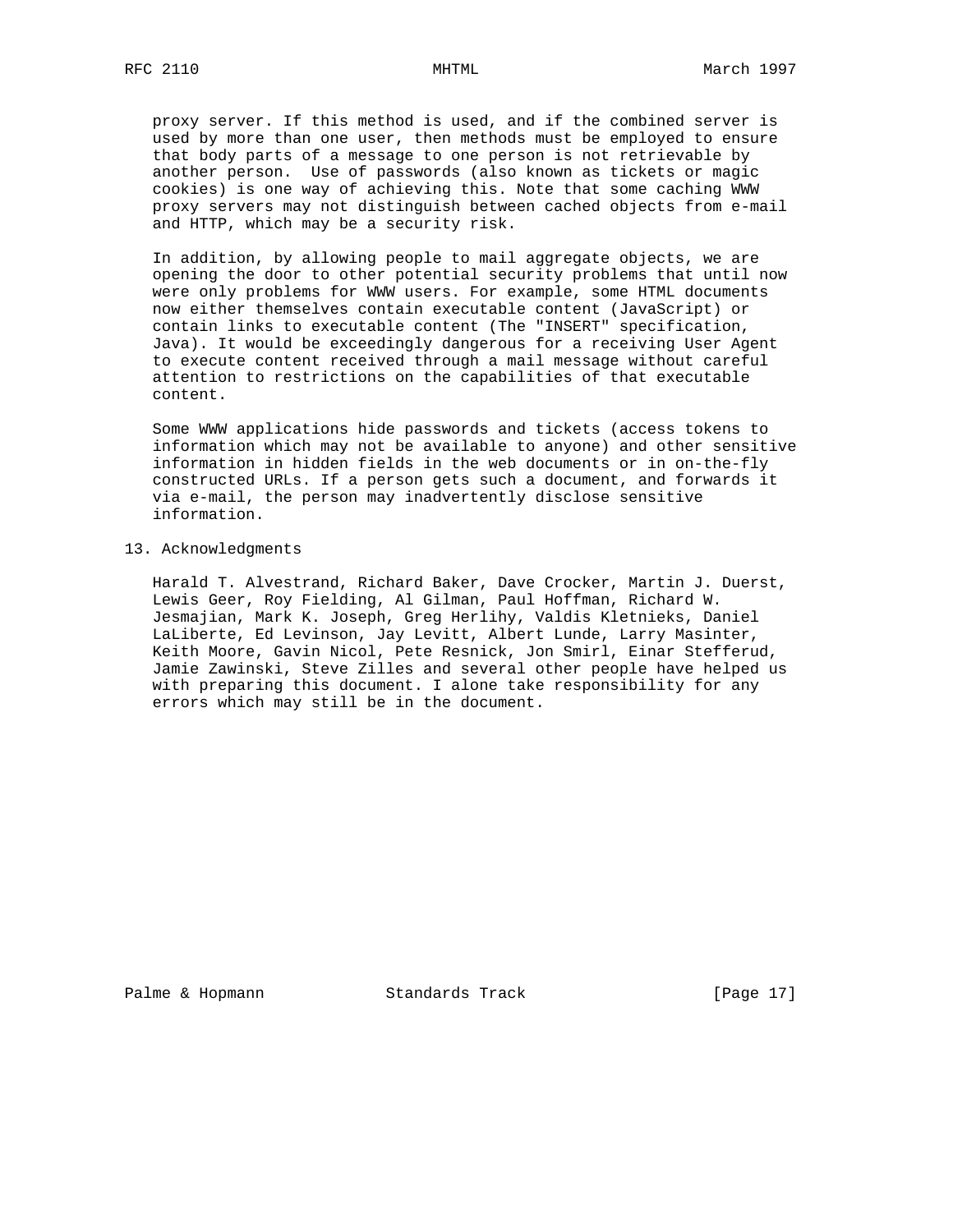proxy server. If this method is used, and if the combined server is used by more than one user, then methods must be employed to ensure that body parts of a message to one person is not retrievable by another person.  Use of passwords (also known as tickets or magic cookies) is one way of achieving this. Note that some caching WWW proxy servers may not distinguish between cached objects from e-mail and HTTP, which may be a security risk.

In addition, by allowing people to mail aggregate objects, we are opening the door to other potential security problems that until now were only problems for WWW users. For example, some HTML documents now either themselves contain executable content (JavaScript) or contain links to executable content (The "INSERT" specification, Java). It would be exceedingly dangerous for a receiving User Agent to execute content received through a mail message without careful attention to restrictions on the capabilities of that executable content.

Some WWW applications hide passwords and tickets (access tokens to information which may not be available to anyone) and other sensitive information in hidden fields in the web documents or in on-the-fly constructed URLs. If a person gets such a document, and forwards it via e-mail, the person may inadvertently disclose sensitive information.

## 13. Acknowledgments

Harald T. Alvestrand, Richard Baker, Dave Crocker, Martin J. Duerst, Lewis Geer, Roy Fielding, Al Gilman, Paul Hoffman, Richard W. Jesmajian, Mark K. Joseph, Greg Herlihy, Valdis Kletnieks, Daniel LaLiberte, Ed Levinson, Jay Levitt, Albert Lunde, Larry Masinter, Keith Moore, Gavin Nicol, Pete Resnick, Jon Smirl, Einar Stefferud, Jamie Zawinski, Steve Zilles and several other people have helped us with preparing this document. I alone take responsibility for any errors which may still be in the document.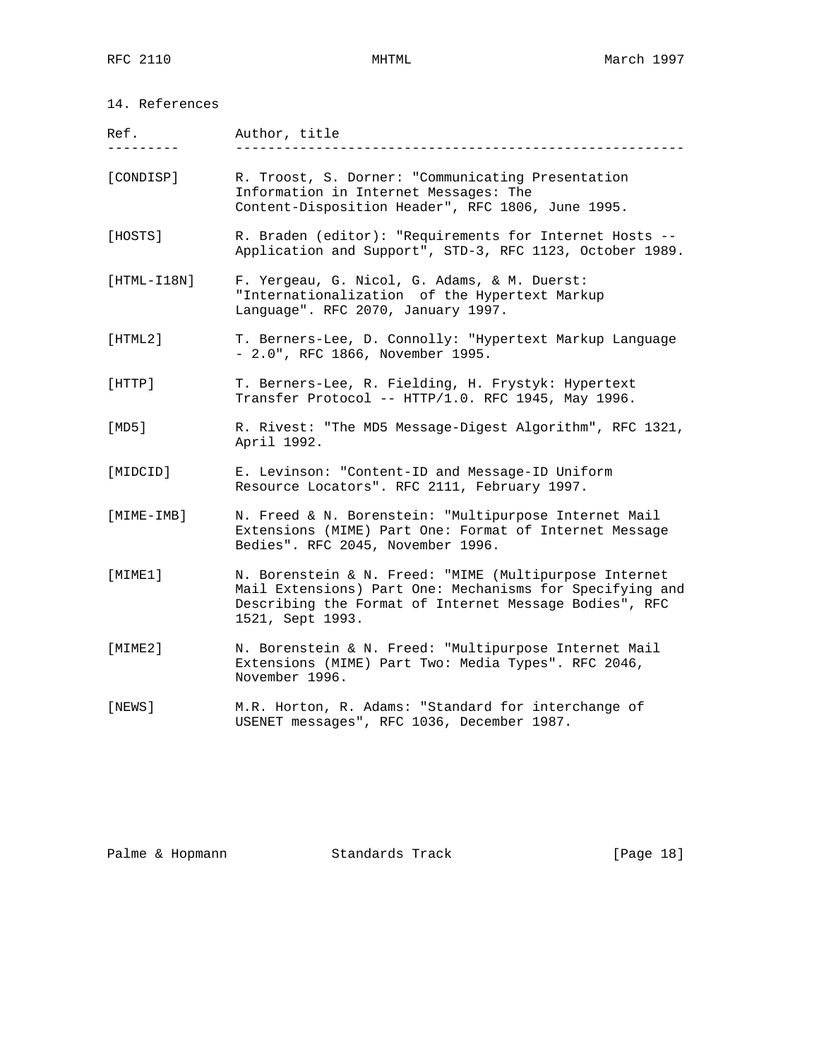## 14. References

| Ref. | Author, title |
| --- | --- |
| [CONDISP] | R. Troost, S. Dorner: "Communicating Presentation Information in Internet Messages: The Content-Disposition Header", RFC 1806, June 1995. |
| [HOSTS] | R. Braden (editor): "Requirements for Internet Hosts -- Application and Support", STD-3, RFC 1123, October 1989. |
| [HTML-I18N] | F. Yergeau, G. Nicol, G. Adams, & M. Duerst: "Internationalization of the Hypertext Markup Language". RFC 2070, January 1997. |
| [HTML2] | T. Berners-Lee, D. Connolly: "Hypertext Markup Language - 2.0", RFC 1866, November 1995. |
| [HTTP] | T. Berners-Lee, R. Fielding, H. Frystyk: Hypertext Transfer Protocol -- HTTP/1.0. RFC 1945, May 1996. |
| [MD5] | R. Rivest: "The MD5 Message-Digest Algorithm", RFC 1321, April 1992. |
| [MIDCID] | E. Levinson: "Content-ID and Message-ID Uniform Resource Locators". RFC 2111, February 1997. |
| [MIME-IMB] | N. Freed & N. Borenstein: "Multipurpose Internet Mail Extensions (MIME) Part One: Format of Internet Message Bedies". RFC 2045, November 1996. |
| [MIME1] | N. Borenstein & N. Freed: "MIME (Multipurpose Internet Mail Extensions) Part One: Mechanisms for Specifying and Describing the Format of Internet Message Bodies", RFC 1521, Sept 1993. |
| [MIME2] | N. Borenstein & N. Freed: "Multipurpose Internet Mail Extensions (MIME) Part Two: Media Types". RFC 2046, November 1996. |
| [NEWS] | M.R. Horton, R. Adams: "Standard for interchange of USENET messages", RFC 1036, December 1987. |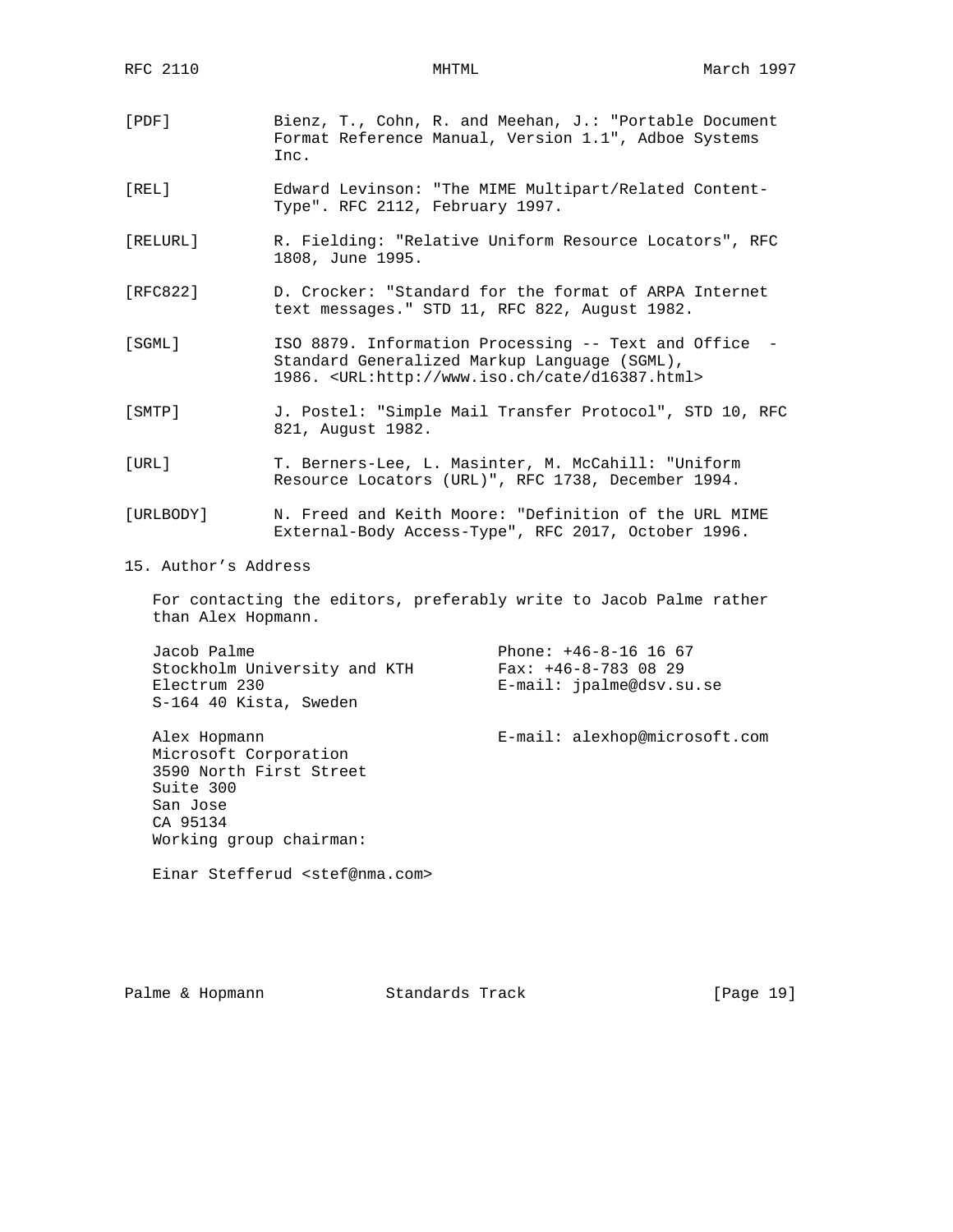[PDF] Bienz, T., Cohn, R. and Meehan, J.: "Portable Document Format Reference Manual, Version 1.1", Adboe Systems Inc.

[REL] Edward Levinson: "The MIME Multipart/Related Content-Type". RFC 2112, February 1997.

[RELURL] R. Fielding: "Relative Uniform Resource Locators", RFC 1808, June 1995.

[RFC822] D. Crocker: "Standard for the format of ARPA Internet text messages." STD 11, RFC 822, August 1982.

[SGML] ISO 8879. Information Processing -- Text and Office - Standard Generalized Markup Language (SGML), 1986. <URL:http://www.iso.ch/cate/d16387.html>

[SMTP] J. Postel: "Simple Mail Transfer Protocol", STD 10, RFC 821, August 1982.

[URL] T. Berners-Lee, L. Masinter, M. McCahill: "Uniform Resource Locators (URL)", RFC 1738, December 1994.

[URLBODY] N. Freed and Keith Moore: "Definition of the URL MIME External-Body Access-Type", RFC 2017, October 1996.

## 15. Author's Address

For contacting the editors, preferably write to Jacob Palme rather than Alex Hopmann.

Jacob Palme
Stockholm University and KTH
Electrum 230
S-164 40 Kista, Sweden

Phone: +46-8-16 16 67
Fax: +46-8-783 08 29
E-mail: jpalme@dsv.su.se

Alex Hopmann
Microsoft Corporation
3590 North First Street
Suite 300
San Jose
CA 95134

E-mail: alexhop@microsoft.com

Working group chairman:

Einar Stefferud <stef@nma.com>